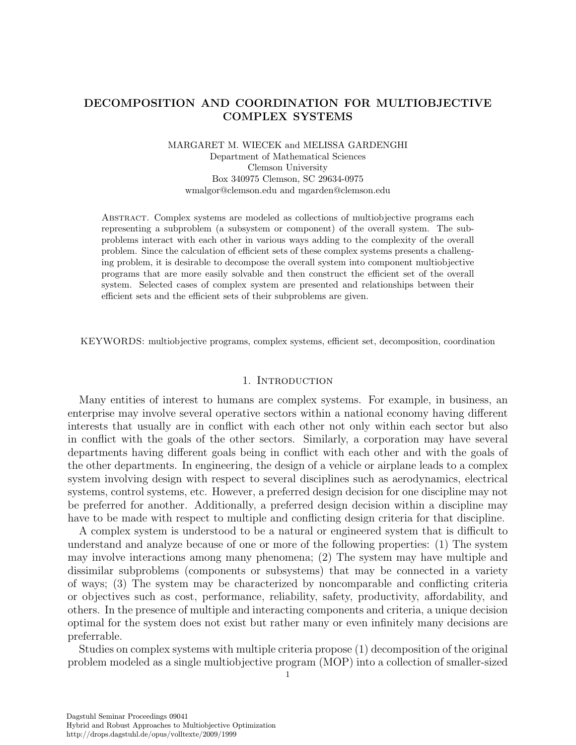# DECOMPOSITION AND COORDINATION FOR MULTIOBJECTIVE COMPLEX SYSTEMS

MARGARET M. WIECEK and MELISSA GARDENGHI
Department of Mathematical Sciences
Clemson University
Box 340975 Clemson, SC 29634-0975
wmalgor@clemson.edu and mgarden@clemson.edu

Abstract. Complex systems are modeled as collections of multiobjective programs each representing a subproblem (a subsystem or component) of the overall system. The subproblems interact with each other in various ways adding to the complexity of the overall problem. Since the calculation of efficient sets of these complex systems presents a challenging problem, it is desirable to decompose the overall system into component multiobjective programs that are more easily solvable and then construct the efficient set of the overall system. Selected cases of complex system are presented and relationships between their efficient sets and the efficient sets of their subproblems are given.

KEYWORDS: multiobjective programs, complex systems, efficient set, decomposition, coordination

## 1. Introduction

Many entities of interest to humans are complex systems. For example, in business, an enterprise may involve several operative sectors within a national economy having different interests that usually are in conflict with each other not only within each sector but also in conflict with the goals of the other sectors. Similarly, a corporation may have several departments having different goals being in conflict with each other and with the goals of the other departments. In engineering, the design of a vehicle or airplane leads to a complex system involving design with respect to several disciplines such as aerodynamics, electrical systems, control systems, etc. However, a preferred design decision for one discipline may not be preferred for another. Additionally, a preferred design decision within a discipline may have to be made with respect to multiple and conflicting design criteria for that discipline.

A complex system is understood to be a natural or engineered system that is difficult to understand and analyze because of one or more of the following properties: (1) The system may involve interactions among many phenomena; (2) The system may have multiple and dissimilar subproblems (components or subsystems) that may be connected in a variety of ways; (3) The system may be characterized by noncomparable and conflicting criteria or objectives such as cost, performance, reliability, safety, productivity, affordability, and others. In the presence of multiple and interacting components and criteria, a unique decision optimal for the system does not exist but rather many or even infinitely many decisions are preferrable.

Studies on complex systems with multiple criteria propose (1) decomposition of the original problem modeled as a single multiobjective program (MOP) into a collection of smaller-sized

Dagstuhl Seminar Proceedings 09041
Hybrid and Robust Approaches to Multiobjective Optimization
http://drops.dagstuhl.de/opus/volltexte/2009/1999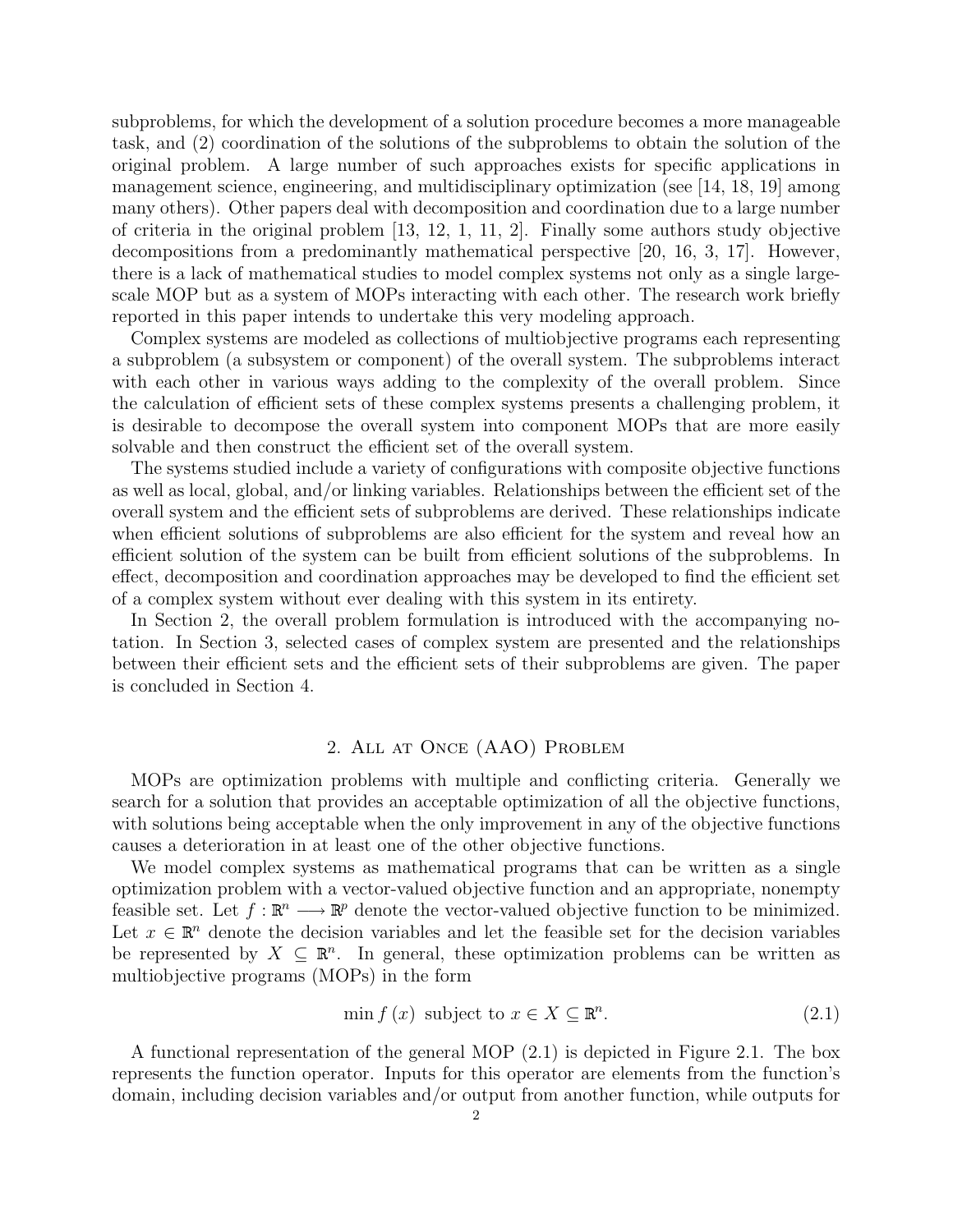subproblems, for which the development of a solution procedure becomes a more manageable task, and (2) coordination of the solutions of the subproblems to obtain the solution of the original problem. A large number of such approaches exists for specific applications in management science, engineering, and multidisciplinary optimization (see [14, 18, 19] among many others). Other papers deal with decomposition and coordination due to a large number of criteria in the original problem [13, 12, 1, 11, 2]. Finally some authors study objective decompositions from a predominantly mathematical perspective [20, 16, 3, 17]. However, there is a lack of mathematical studies to model complex systems not only as a single large-scale MOP but as a system of MOPs interacting with each other. The research work briefly reported in this paper intends to undertake this very modeling approach.

Complex systems are modeled as collections of multiobjective programs each representing a subproblem (a subsystem or component) of the overall system. The subproblems interact with each other in various ways adding to the complexity of the overall problem. Since the calculation of efficient sets of these complex systems presents a challenging problem, it is desirable to decompose the overall system into component MOPs that are more easily solvable and then construct the efficient set of the overall system.

The systems studied include a variety of configurations with composite objective functions as well as local, global, and/or linking variables. Relationships between the efficient set of the overall system and the efficient sets of subproblems are derived. These relationships indicate when efficient solutions of subproblems are also efficient for the system and reveal how an efficient solution of the system can be built from efficient solutions of the subproblems. In effect, decomposition and coordination approaches may be developed to find the efficient set of a complex system without ever dealing with this system in its entirety.

In Section 2, the overall problem formulation is introduced with the accompanying notation. In Section 3, selected cases of complex system are presented and the relationships between their efficient sets and the efficient sets of their subproblems are given. The paper is concluded in Section 4.

## 2. All at Once (AAO) Problem

MOPs are optimization problems with multiple and conflicting criteria. Generally we search for a solution that provides an acceptable optimization of all the objective functions, with solutions being acceptable when the only improvement in any of the objective functions causes a deterioration in at least one of the other objective functions.

We model complex systems as mathematical programs that can be written as a single optimization problem with a vector-valued objective function and an appropriate, nonempty feasible set. Let $f : \mathbb{R}^n \longrightarrow \mathbb{R}^p$ denote the vector-valued objective function to be minimized. Let $x \in \mathbb{R}^n$ denote the decision variables and let the feasible set for the decision variables be represented by $X \subseteq \mathbb{R}^n$. In general, these optimization problems can be written as multiobjective programs (MOPs) in the form

$$\min f(x) \text{ subject to } x \in X \subseteq \mathbb{R}^n. \tag{2.1}$$

A functional representation of the general MOP (2.1) is depicted in Figure 2.1. The box represents the function operator. Inputs for this operator are elements from the function's domain, including decision variables and/or output from another function, while outputs for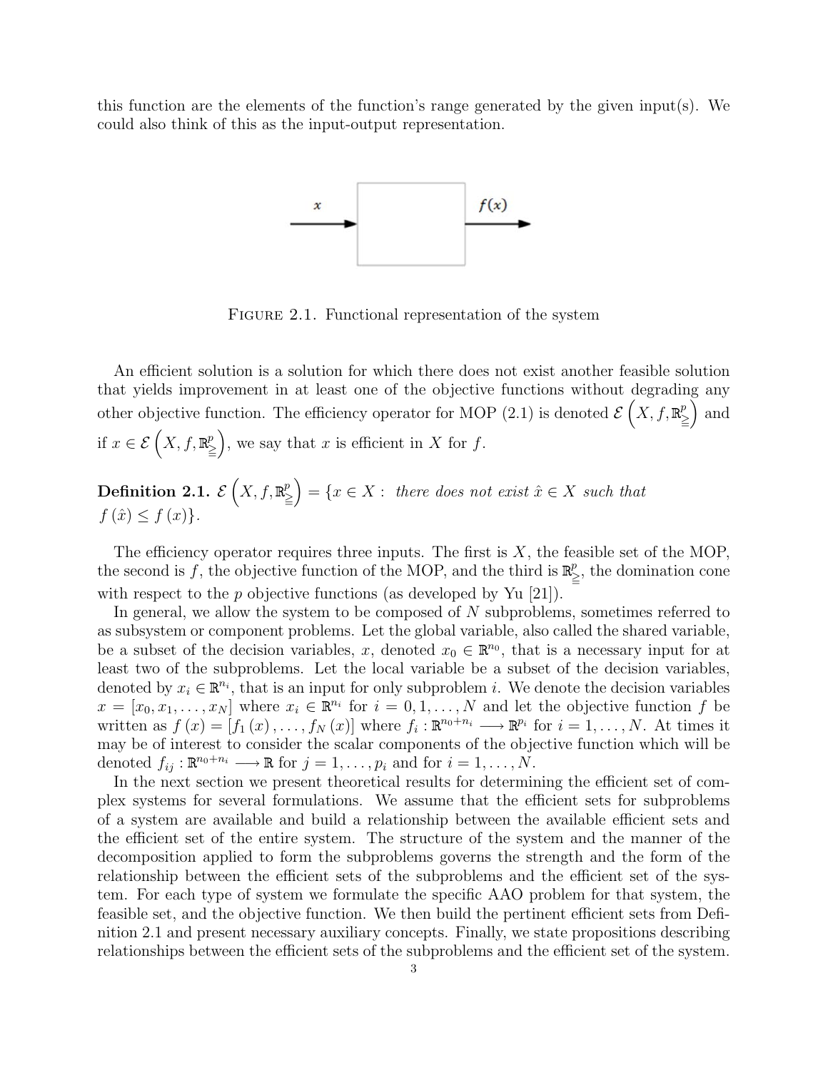this function are the elements of the function's range generated by the given input(s). We could also think of this as the input-output representation.

FIGURE 2.1. Functional representation of the system

An efficient solution is a solution for which there does not exist another feasible solution that yields improvement in at least one of the objective functions without degrading any other objective function. The efficiency operator for MOP (2.1) is denoted $\mathcal{E}\left(X, f, \mathbb{R}^p_{\geqq}\right)$ and if $x \in \mathcal{E}\left(X, f, \mathbb{R}^p_{\geqq}\right)$, we say that $x$ is efficient in $X$ for $f$.

**Definition 2.1.** $\mathcal{E}\left(X, f, \mathbb{R}^p_{\geqq}\right) = \{x \in X :$ *there does not exist* $\hat{x} \in X$ *such that* $f(\hat{x}) \leq f(x)\}$.

The efficiency operator requires three inputs. The first is $X$, the feasible set of the MOP, the second is $f$, the objective function of the MOP, and the third is $\mathbb{R}^p_{\geqq}$, the domination cone with respect to the $p$ objective functions (as developed by Yu [21]).

In general, we allow the system to be composed of $N$ subproblems, sometimes referred to as subsystem or component problems. Let the global variable, also called the shared variable, be a subset of the decision variables, $x$, denoted $x_0 \in \mathbb{R}^{n_0}$, that is a necessary input for at least two of the subproblems. Let the local variable be a subset of the decision variables, denoted by $x_i \in \mathbb{R}^{n_i}$, that is an input for only subproblem $i$. We denote the decision variables $x = [x_0, x_1, \ldots, x_N]$ where $x_i \in \mathbb{R}^{n_i}$ for $i = 0, 1, \ldots, N$ and let the objective function $f$ be written as $f(x) = [f_1(x), \ldots, f_N(x)]$ where $f_i : \mathbb{R}^{n_0+n_i} \longrightarrow \mathbb{R}^{p_i}$ for $i = 1, \ldots, N$. At times it may be of interest to consider the scalar components of the objective function which will be denoted $f_{ij} : \mathbb{R}^{n_0+n_i} \longrightarrow \mathbb{R}$ for $j = 1, \ldots, p_i$ and for $i = 1, \ldots, N$.

In the next section we present theoretical results for determining the efficient set of complex systems for several formulations. We assume that the efficient sets for subproblems of a system are available and build a relationship between the available efficient sets and the efficient set of the entire system. The structure of the system and the manner of the decomposition applied to form the subproblems governs the strength and the form of the relationship between the efficient sets of the subproblems and the efficient set of the system. For each type of system we formulate the specific AAO problem for that system, the feasible set, and the objective function. We then build the pertinent efficient sets from Definition 2.1 and present necessary auxiliary concepts. Finally, we state propositions describing relationships between the efficient sets of the subproblems and the efficient set of the system.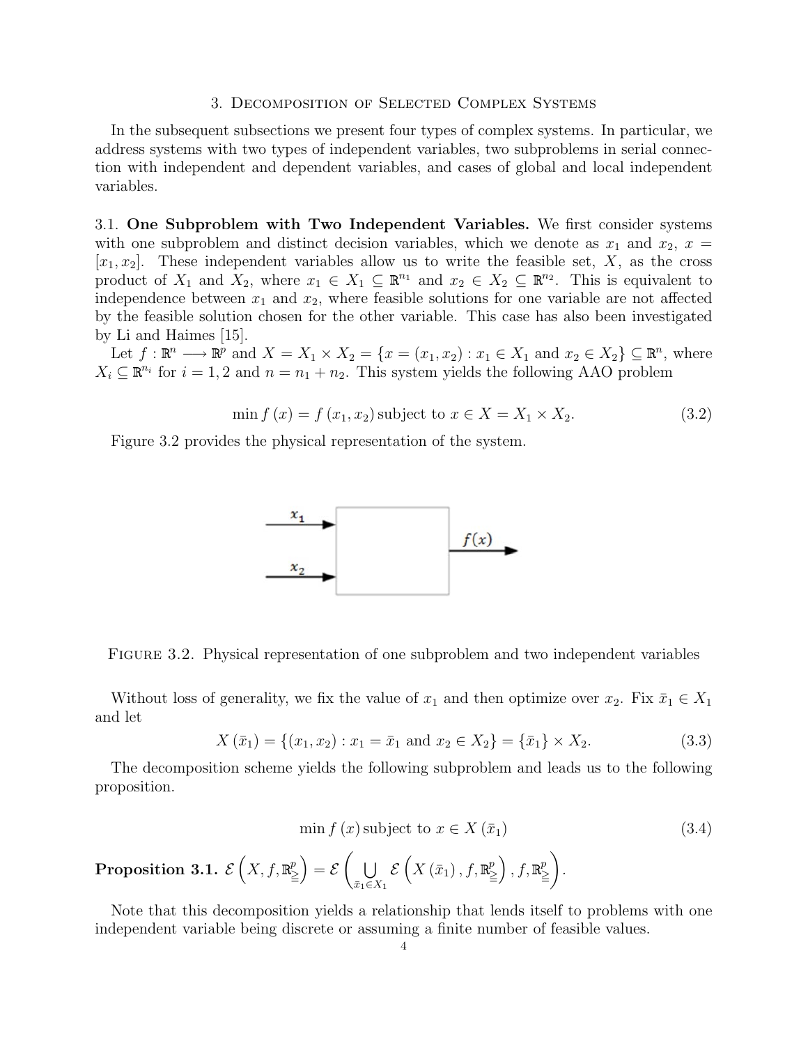## 3. Decomposition of Selected Complex Systems

In the subsequent subsections we present four types of complex systems. In particular, we address systems with two types of independent variables, two subproblems in serial connection with independent and dependent variables, and cases of global and local independent variables.

### 3.1. One Subproblem with Two Independent Variables.

We first consider systems with one subproblem and distinct decision variables, which we denote as $x_1$ and $x_2$, $x = [x_1, x_2]$. These independent variables allow us to write the feasible set, $X$, as the cross product of $X_1$ and $X_2$, where $x_1 \in X_1 \subseteq \mathbb{R}^{n_1}$ and $x_2 \in X_2 \subseteq \mathbb{R}^{n_2}$. This is equivalent to independence between $x_1$ and $x_2$, where feasible solutions for one variable are not affected by the feasible solution chosen for the other variable. This case has also been investigated by Li and Haimes [15].

Let $f : \mathbb{R}^n \longrightarrow \mathbb{R}^p$ and $X = X_1 \times X_2 = \{x = (x_1, x_2) : x_1 \in X_1 \text{ and } x_2 \in X_2\} \subseteq \mathbb{R}^n$, where $X_i \subseteq \mathbb{R}^{n_i}$ for $i = 1, 2$ and $n = n_1 + n_2$. This system yields the following AAO problem

$$\min f(x) = f(x_1, x_2) \text{ subject to } x \in X = X_1 \times X_2. \tag{3.2}$$

Figure 3.2 provides the physical representation of the system.

Figure 3.2. Physical representation of one subproblem and two independent variables

Without loss of generality, we fix the value of $x_1$ and then optimize over $x_2$. Fix $\bar{x}_1 \in X_1$ and let

$$X(\bar{x}_1) = \{(x_1, x_2) : x_1 = \bar{x}_1 \text{ and } x_2 \in X_2\} = \{\bar{x}_1\} \times X_2. \tag{3.3}$$

The decomposition scheme yields the following subproblem and leads us to the following proposition.

$$\min f(x) \text{ subject to } x \in X(\bar{x}_1) \tag{3.4}$$

**Proposition 3.1.** $\mathcal{E}\left(X, f, \mathbb{R}^p_{\geqq}\right) = \mathcal{E}\left(\bigcup_{\bar{x}_1 \in X_1} \mathcal{E}\left(X(\bar{x}_1), f, \mathbb{R}^p_{\geqq}\right), f, \mathbb{R}^p_{\geqq}\right).$

Note that this decomposition yields a relationship that lends itself to problems with one independent variable being discrete or assuming a finite number of feasible values.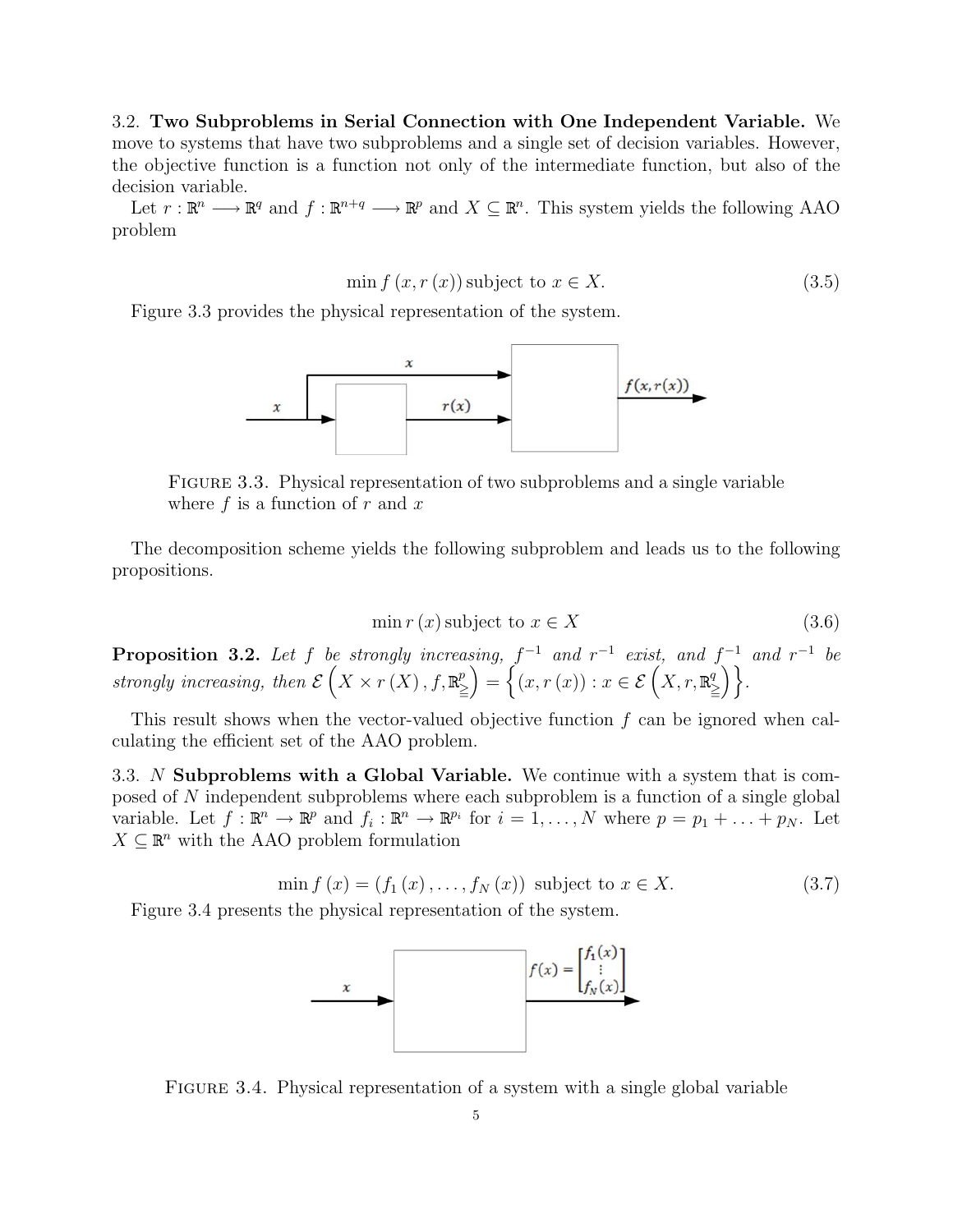3.2. **Two Subproblems in Serial Connection with One Independent Variable.** We move to systems that have two subproblems and a single set of decision variables. However, the objective function is a function not only of the intermediate function, but also of the decision variable.

Let $r : \mathbb{R}^n \longrightarrow \mathbb{R}^q$ and $f : \mathbb{R}^{n+q} \longrightarrow \mathbb{R}^p$ and $X \subseteq \mathbb{R}^n$. This system yields the following AAO problem

$$\min f\left(x, r\left(x\right)\right) \text{subject to } x \in X. \tag{3.5}$$

Figure 3.3 provides the physical representation of the system.

FIGURE 3.3. Physical representation of two subproblems and a single variable where $f$ is a function of $r$ and $x$

The decomposition scheme yields the following subproblem and leads us to the following propositions.

$$\min r\left(x\right) \text{subject to } x \in X \tag{3.6}$$

**Proposition 3.2.** *Let $f$ be strongly increasing, $f^{-1}$ and $r^{-1}$ exist, and $f^{-1}$ and $r^{-1}$ be strongly increasing, then* $\mathcal{E}\left(X \times r\left(X\right), f, \mathbb{R}^p_{\geqq}\right) = \left\{\left(x, r\left(x\right)\right) : x \in \mathcal{E}\left(X, r, \mathbb{R}^q_{\geqq}\right)\right\}$.

This result shows when the vector-valued objective function $f$ can be ignored when calculating the efficient set of the AAO problem.

3.3. $N$ **Subproblems with a Global Variable.** We continue with a system that is composed of $N$ independent subproblems where each subproblem is a function of a single global variable. Let $f : \mathbb{R}^n \to \mathbb{R}^p$ and $f_i : \mathbb{R}^n \to \mathbb{R}^{p_i}$ for $i = 1, \ldots, N$ where $p = p_1 + \ldots + p_N$. Let $X \subseteq \mathbb{R}^n$ with the AAO problem formulation

$$\min f\left(x\right) = \left(f_1\left(x\right), \ldots, f_N\left(x\right)\right) \text{ subject to } x \in X. \tag{3.7}$$

Figure 3.4 presents the physical representation of the system.

FIGURE 3.4. Physical representation of a system with a single global variable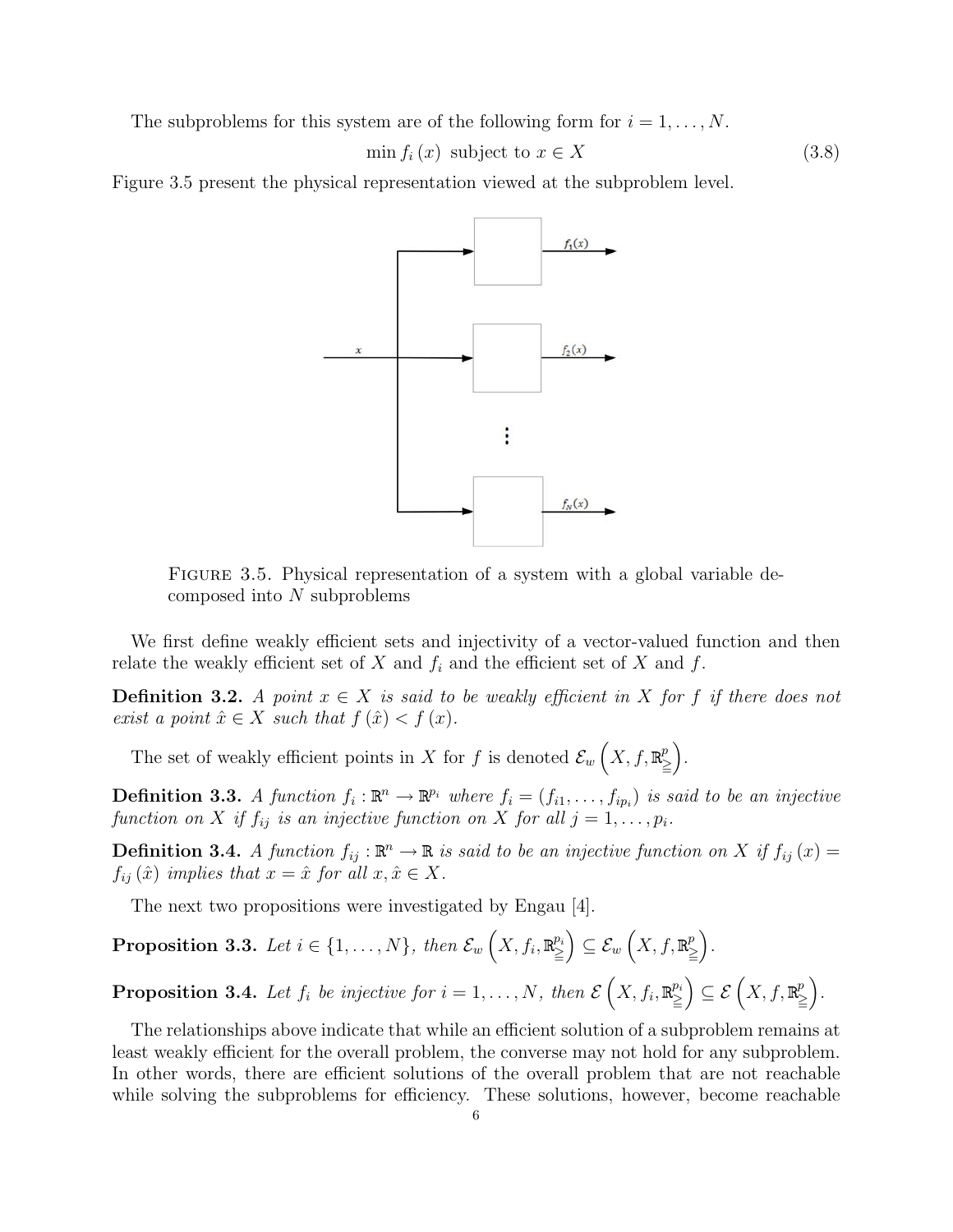The subproblems for this system are of the following form for $i = 1, \ldots, N$.

$$\min f_i(x) \text{ subject to } x \in X \tag{3.8}$$

Figure 3.5 present the physical representation viewed at the subproblem level.

FIGURE 3.5. Physical representation of a system with a global variable decomposed into $N$ subproblems

We first define weakly efficient sets and injectivity of a vector-valued function and then relate the weakly efficient set of $X$ and $f_i$ and the efficient set of $X$ and $f$.

**Definition 3.2.** *A point $x \in X$ is said to be weakly efficient in $X$ for $f$ if there does not exist a point $\hat{x} \in X$ such that $f(\hat{x}) < f(x)$.*

The set of weakly efficient points in $X$ for $f$ is denoted $\mathcal{E}_w\left(X, f, \mathbb{R}^p_{\geqq}\right)$.

**Definition 3.3.** *A function $f_i : \mathbb{R}^n \to \mathbb{R}^{p_i}$ where $f_i = (f_{i1}, \ldots, f_{ip_i})$ is said to be an injective function on $X$ if $f_{ij}$ is an injective function on $X$ for all $j = 1, \ldots, p_i$.*

**Definition 3.4.** *A function $f_{ij} : \mathbb{R}^n \to \mathbb{R}$ is said to be an injective function on $X$ if $f_{ij}(x) = f_{ij}(\hat{x})$ implies that $x = \hat{x}$ for all $x, \hat{x} \in X$.*

The next two propositions were investigated by Engau [4].

**Proposition 3.3.** *Let $i \in \{1, \ldots, N\}$, then $\mathcal{E}_w\left(X, f_i, \mathbb{R}^{p_i}_{\geqq}\right) \subseteq \mathcal{E}_w\left(X, f, \mathbb{R}^p_{\geqq}\right)$.*

**Proposition 3.4.** *Let $f_i$ be injective for $i = 1, \ldots, N$, then $\mathcal{E}\left(X, f_i, \mathbb{R}^{p_i}_{\geqq}\right) \subseteq \mathcal{E}\left(X, f, \mathbb{R}^p_{\geqq}\right)$.*

The relationships above indicate that while an efficient solution of a subproblem remains at least weakly efficient for the overall problem, the converse may not hold for any subproblem. In other words, there are efficient solutions of the overall problem that are not reachable while solving the subproblems for efficiency. These solutions, however, become reachable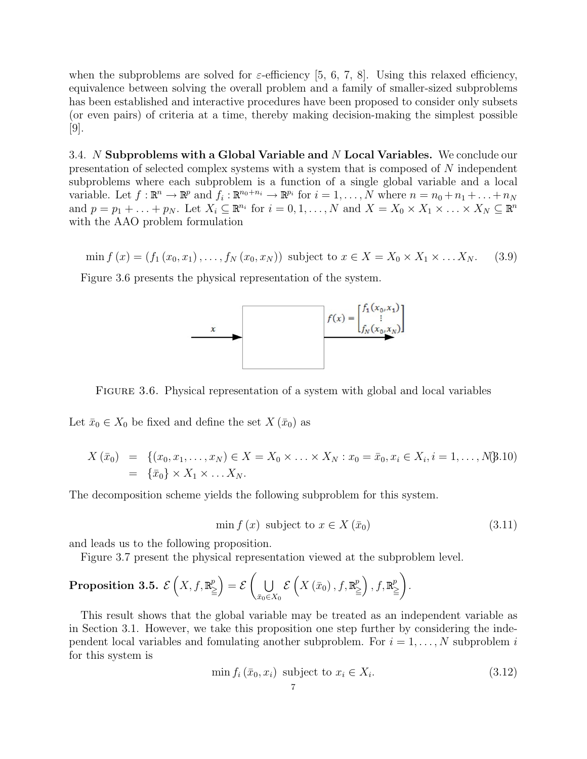when the subproblems are solved for $\varepsilon$-efficiency [5, 6, 7, 8]. Using this relaxed efficiency, equivalence between solving the overall problem and a family of smaller-sized subproblems has been established and interactive procedures have been proposed to consider only subsets (or even pairs) of criteria at a time, thereby making decision-making the simplest possible [9].

3.4. $N$ **Subproblems with a Global Variable and** $N$ **Local Variables.** We conclude our presentation of selected complex systems with a system that is composed of $N$ independent subproblems where each subproblem is a function of a single global variable and a local variable. Let $f : \mathbb{R}^n \to \mathbb{R}^p$ and $f_i : \mathbb{R}^{n_0+n_i} \to \mathbb{R}^{p_i}$ for $i = 1, \ldots, N$ where $n = n_0 + n_1 + \ldots + n_N$ and $p = p_1 + \ldots + p_N$. Let $X_i \subseteq \mathbb{R}^{n_i}$ for $i = 0, 1, \ldots, N$ and $X = X_0 \times X_1 \times \ldots \times X_N \subseteq \mathbb{R}^n$ with the AAO problem formulation

$$\min f(x) = (f_1(x_0, x_1), \ldots, f_N(x_0, x_N)) \text{ subject to } x \in X = X_0 \times X_1 \times \ldots X_N. \tag{3.9}$$

Figure 3.6 presents the physical representation of the system.

FIGURE 3.6. Physical representation of a system with global and local variables

Let $\bar{x}_0 \in X_0$ be fixed and define the set $X(\bar{x}_0)$ as

$$\begin{aligned} X(\bar{x}_0) &= \{(x_0, x_1, \ldots, x_N) \in X = X_0 \times \ldots \times X_N : x_0 = \bar{x}_0, x_i \in X_i, i = 1, \ldots, N\} \\ &= \{\bar{x}_0\} \times X_1 \times \ldots X_N. \end{aligned} \tag{3.10}$$

The decomposition scheme yields the following subproblem for this system.

$$\min f(x) \text{ subject to } x \in X(\bar{x}_0) \tag{3.11}$$

and leads us to the following proposition.

Figure 3.7 present the physical representation viewed at the subproblem level.

**Proposition 3.5.** $\mathcal{E}\left(X, f, \mathbb{R}^p_{\geqq}\right) = \mathcal{E}\left(\bigcup_{\bar{x}_0 \in X_0} \mathcal{E}\left(X(\bar{x}_0), f, \mathbb{R}^p_{\geqq}\right), f, \mathbb{R}^p_{\geqq}\right)$.

This result shows that the global variable may be treated as an independent variable as in Section 3.1. However, we take this proposition one step further by considering the independent local variables and fomulating another subproblem. For $i = 1, \ldots, N$ subproblem $i$ for this system is

$$\min f_i(\bar{x}_0, x_i) \text{ subject to } x_i \in X_i. \tag{3.12}$$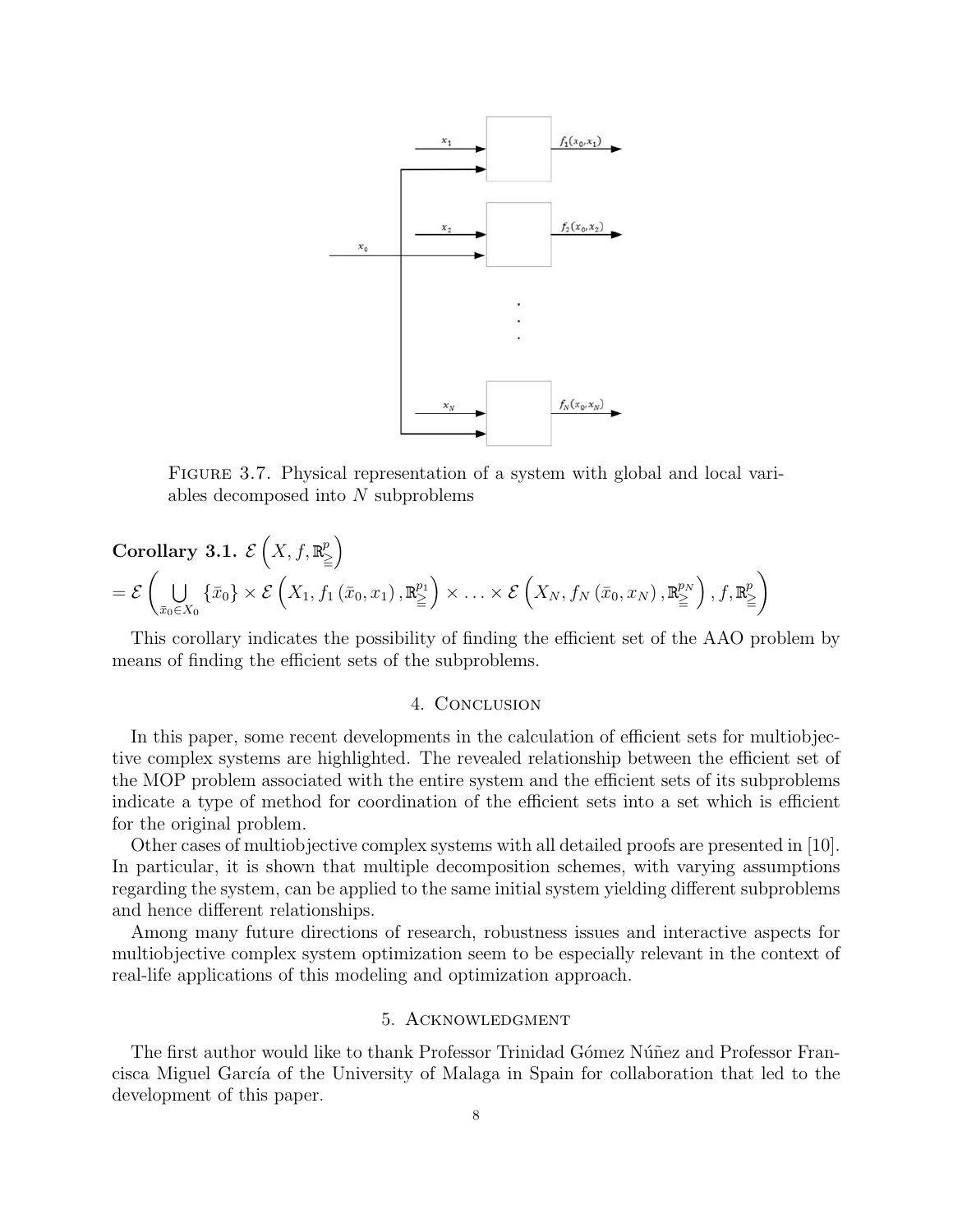FIGURE 3.7. Physical representation of a system with global and local variables decomposed into $N$ subproblems

**Corollary 3.1.** $\mathcal{E}\left(X, f, \mathbb{R}^{p}_{\geqq}\right)$

$$= \mathcal{E}\left(\bigcup_{\bar{x}_0 \in X_0} \{\bar{x}_0\} \times \mathcal{E}\left(X_1, f_1\left(\bar{x}_0, x_1\right), \mathbb{R}^{p_1}_{\geqq}\right) \times \ldots \times \mathcal{E}\left(X_N, f_N\left(\bar{x}_0, x_N\right), \mathbb{R}^{p_N}_{\geqq}\right), f, \mathbb{R}^{p}_{\geqq}\right)$$

This corollary indicates the possibility of finding the efficient set of the AAO problem by means of finding the efficient sets of the subproblems.

## 4. Conclusion

In this paper, some recent developments in the calculation of efficient sets for multiobjective complex systems are highlighted. The revealed relationship between the efficient set of the MOP problem associated with the entire system and the efficient sets of its subproblems indicate a type of method for coordination of the efficient sets into a set which is efficient for the original problem.

Other cases of multiobjective complex systems with all detailed proofs are presented in [10]. In particular, it is shown that multiple decomposition schemes, with varying assumptions regarding the system, can be applied to the same initial system yielding different subproblems and hence different relationships.

Among many future directions of research, robustness issues and interactive aspects for multiobjective complex system optimization seem to be especially relevant in the context of real-life applications of this modeling and optimization approach.

## 5. Acknowledgment

The first author would like to thank Professor Trinidad Gómez Núñez and Professor Francisca Miguel García of the University of Malaga in Spain for collaboration that led to the development of this paper.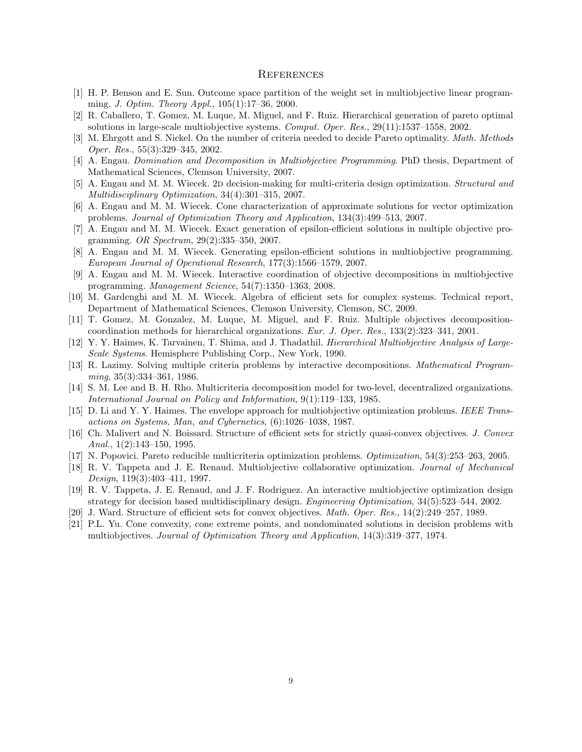# References

[1] H. P. Benson and E. Sun. Outcome space partition of the weight set in multiobjective linear programming. *J. Optim. Theory Appl.*, 105(1):17–36, 2000.

[2] R. Caballero, T. Gomez, M. Luque, M. Miguel, and F. Ruiz. Hierarchical generation of pareto optimal solutions in large-scale multiobjective systems. *Comput. Oper. Res.*, 29(11):1537–1558, 2002.

[3] M. Ehrgott and S. Nickel. On the number of criteria needed to decide Pareto optimality. *Math. Methods Oper. Res.*, 55(3):329–345, 2002.

[4] A. Engau. *Domination and Decomposition in Multiobjective Programming*. PhD thesis, Department of Mathematical Sciences, Clemson University, 2007.

[5] A. Engau and M. M. Wiecek. 2D decision-making for multi-criteria design optimization. *Structural and Multidisciplinary Optimization*, 34(4):301–315, 2007.

[6] A. Engau and M. M. Wiecek. Cone characterization of approximate solutions for vector optimization problems. *Journal of Optimization Theory and Application*, 134(3):499–513, 2007.

[7] A. Engau and M. M. Wiecek. Exact generation of epsilon-efficient solutions in multiple objective programming. *OR Spectrum*, 29(2):335–350, 2007.

[8] A. Engau and M. M. Wiecek. Generating epsilon-efficient solutions in multiobjective programming. *European Journal of Operational Research*, 177(3):1566–1579, 2007.

[9] A. Engau and M. M. Wiecek. Interactive coordination of objective decompositions in multiobjective programming. *Management Science*, 54(7):1350–1363, 2008.

[10] M. Gardenghi and M. M. Wiecek. Algebra of efficient sets for complex systems. Technical report, Department of Mathematical Sciences, Clemson University, Clemson, SC, 2009.

[11] T. Gomez, M. Gonzalez, M. Luque, M. Miguel, and F. Ruiz. Multiple objectives decomposition-coordination methods for hierarchical organizations. *Eur. J. Oper. Res.*, 133(2):323–341, 2001.

[12] Y. Y. Haimes, K. Tarvainen, T. Shima, and J. Thadathil. *Hierarchical Multiobjective Analysis of Large-Scale Systems*. Hemisphere Publishing Corp., New York, 1990.

[13] R. Lazimy. Solving multiple criteria problems by interactive decompositions. *Mathematical Programming*, 35(3):334–361, 1986.

[14] S. M. Lee and B. H. Rho. Multicriteria decomposition model for two-level, decentralized organizations. *International Journal on Policy and Inbformation*, 9(1):119–133, 1985.

[15] D. Li and Y. Y. Haimes. The envelope approach for multiobjective optimization problems. *IEEE Transactions on Systems, Man, and Cybernetics*, (6):1026–1038, 1987.

[16] Ch. Malivert and N. Boissard. Structure of efficient sets for strictly quasi-convex objectives. *J. Convex Anal.*, 1(2):143–150, 1995.

[17] N. Popovici. Pareto reducible multicriteria optimization problems. *Optimization*, 54(3):253–263, 2005.

[18] R. V. Tappeta and J. E. Renaud. Multiobjective collaborative optimization. *Journal of Mechanical Design*, 119(3):403–411, 1997.

[19] R. V. Tappeta, J. E. Renaud, and J. F. Rodriguez. An interactive multiobjective optimization design strategy for decision based multidisciplinary design. *Engineering Optimization*, 34(5):523–544, 2002.

[20] J. Ward. Structure of efficient sets for convex objectives. *Math. Oper. Res.*, 14(2):249–257, 1989.

[21] P.L. Yu. Cone convexity, cone extreme points, and nondominated solutions in decision problems with multiobjectives. *Journal of Optimization Theory and Application*, 14(3):319–377, 1974.